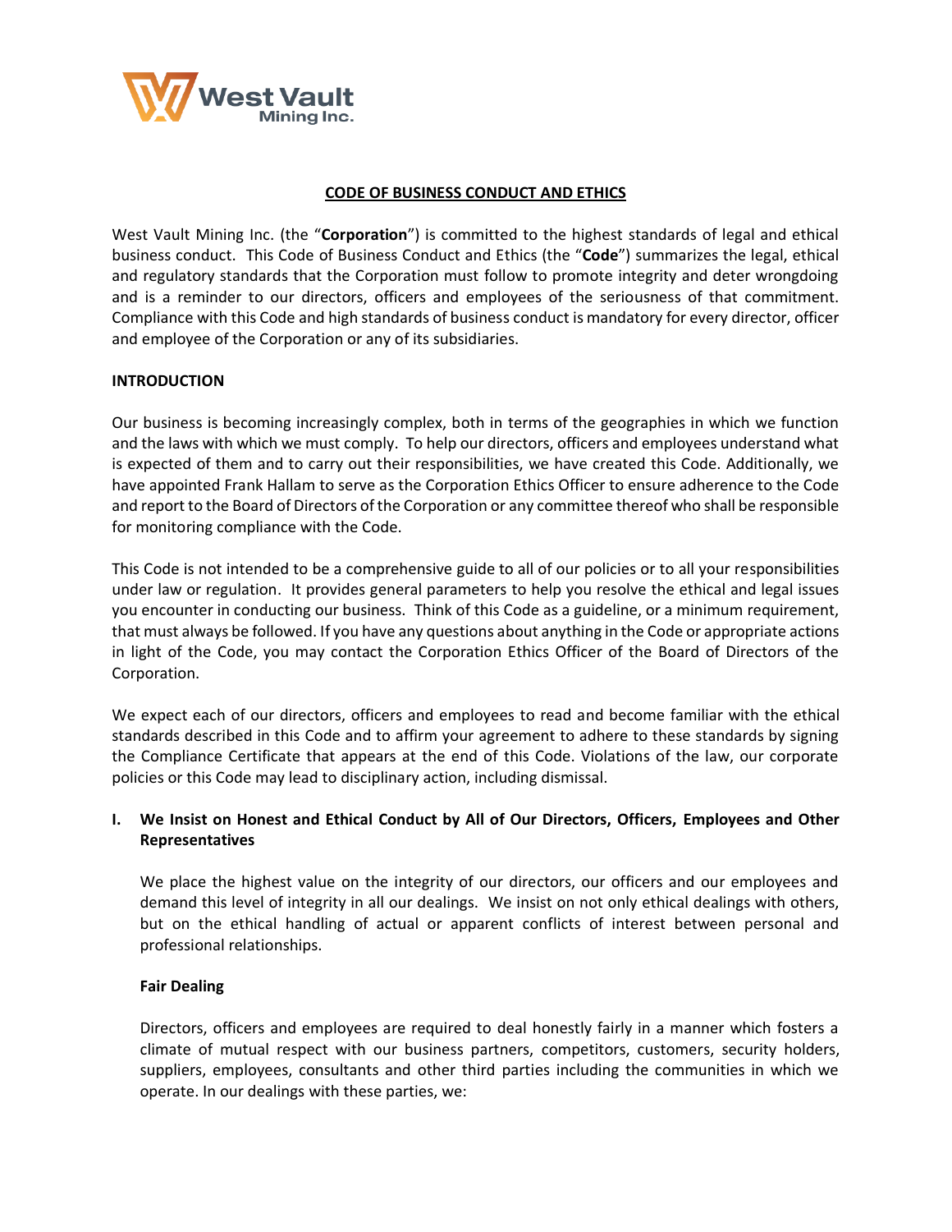# CODE OF BUSINESS CONDUCT AND ETHICS

West Vault Mining Inc. (the "**Corporation**") is committed to the highest standards of legal and ethical business conduct. This Code of Business Conduct and Ethics (the "**Code**") summarizes the legal, ethical and regulatory standards that the Corporation must follow to promote integrity and deter wrongdoing and is a reminder to our directors, officers and employees of the seriousness of that commitment. Compliance with this Code and high standards of business conduct is mandatory for every director, officer and employee of the Corporation or any of its subsidiaries.

## INTRODUCTION

Our business is becoming increasingly complex, both in terms of the geographies in which we function and the laws with which we must comply. To help our directors, officers and employees understand what is expected of them and to carry out their responsibilities, we have created this Code. Additionally, we have appointed Frank Hallam to serve as the Corporation Ethics Officer to ensure adherence to the Code and report to the Board of Directors of the Corporation or any committee thereof who shall be responsible for monitoring compliance with the Code.

This Code is not intended to be a comprehensive guide to all of our policies or to all your responsibilities under law or regulation. It provides general parameters to help you resolve the ethical and legal issues you encounter in conducting our business. Think of this Code as a guideline, or a minimum requirement, that must always be followed. If you have any questions about anything in the Code or appropriate actions in light of the Code, you may contact the Corporation Ethics Officer of the Board of Directors of the Corporation.

We expect each of our directors, officers and employees to read and become familiar with the ethical standards described in this Code and to affirm your agreement to adhere to these standards by signing the Compliance Certificate that appears at the end of this Code. Violations of the law, our corporate policies or this Code may lead to disciplinary action, including dismissal.

## I. We Insist on Honest and Ethical Conduct by All of Our Directors, Officers, Employees and Other Representatives

We place the highest value on the integrity of our directors, our officers and our employees and demand this level of integrity in all our dealings. We insist on not only ethical dealings with others, but on the ethical handling of actual or apparent conflicts of interest between personal and professional relationships.

### Fair Dealing

Directors, officers and employees are required to deal honestly fairly in a manner which fosters a climate of mutual respect with our business partners, competitors, customers, security holders, suppliers, employees, consultants and other third parties including the communities in which we operate. In our dealings with these parties, we: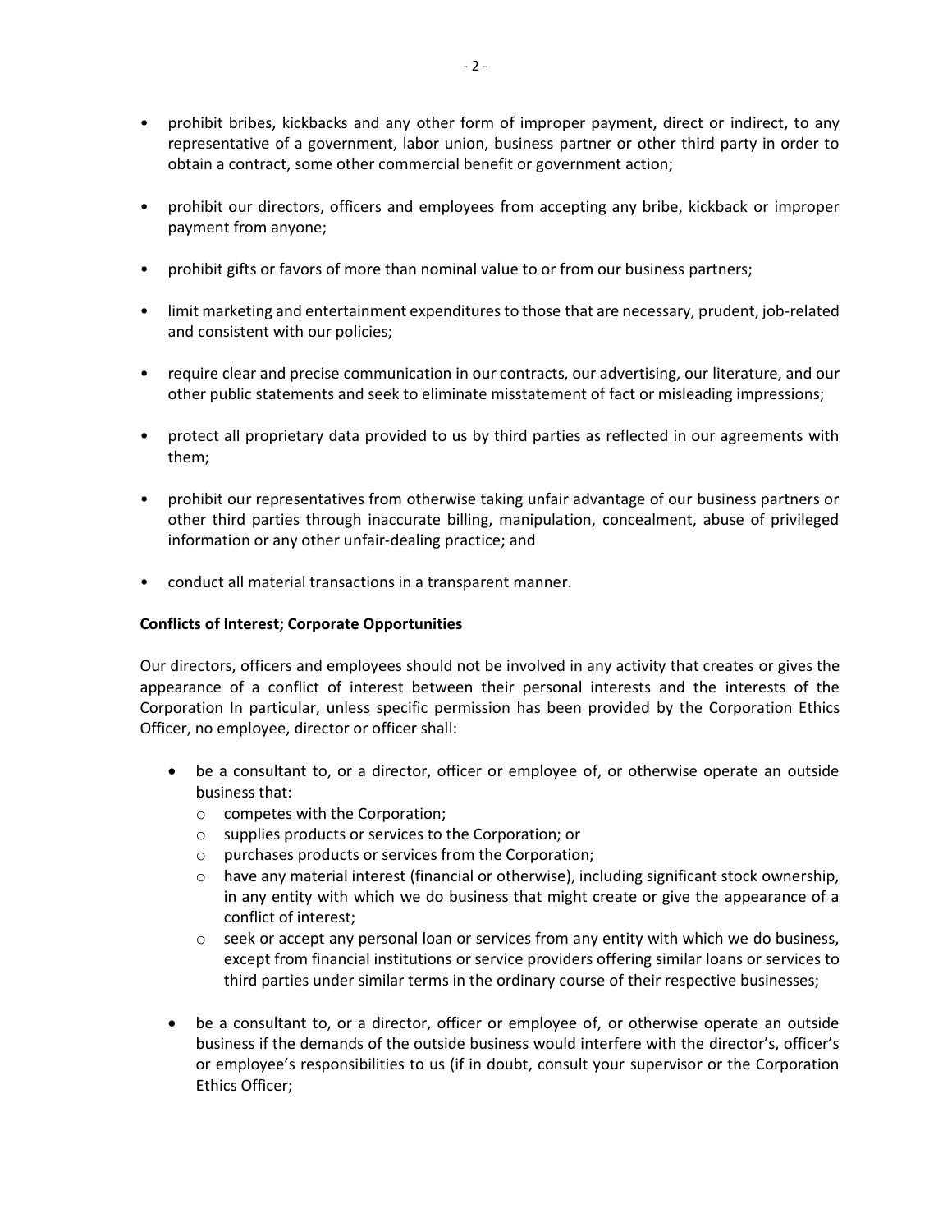- prohibit bribes, kickbacks and any other form of improper payment, direct or indirect, to any representative of a government, labor union, business partner or other third party in order to obtain a contract, some other commercial benefit or government action;

- prohibit our directors, officers and employees from accepting any bribe, kickback or improper payment from anyone;

- prohibit gifts or favors of more than nominal value to or from our business partners;

- limit marketing and entertainment expenditures to those that are necessary, prudent, job-related and consistent with our policies;

- require clear and precise communication in our contracts, our advertising, our literature, and our other public statements and seek to eliminate misstatement of fact or misleading impressions;

- protect all proprietary data provided to us by third parties as reflected in our agreements with them;

- prohibit our representatives from otherwise taking unfair advantage of our business partners or other third parties through inaccurate billing, manipulation, concealment, abuse of privileged information or any other unfair-dealing practice; and

- conduct all material transactions in a transparent manner.

**Conflicts of Interest; Corporate Opportunities**

Our directors, officers and employees should not be involved in any activity that creates or gives the appearance of a conflict of interest between their personal interests and the interests of the Corporation In particular, unless specific permission has been provided by the Corporation Ethics Officer, no employee, director or officer shall:

- be a consultant to, or a director, officer or employee of, or otherwise operate an outside business that:
  - competes with the Corporation;
  - supplies products or services to the Corporation; or
  - purchases products or services from the Corporation;
  - have any material interest (financial or otherwise), including significant stock ownership, in any entity with which we do business that might create or give the appearance of a conflict of interest;
  - seek or accept any personal loan or services from any entity with which we do business, except from financial institutions or service providers offering similar loans or services to third parties under similar terms in the ordinary course of their respective businesses;

- be a consultant to, or a director, officer or employee of, or otherwise operate an outside business if the demands of the outside business would interfere with the director's, officer's or employee's responsibilities to us (if in doubt, consult your supervisor or the Corporation Ethics Officer;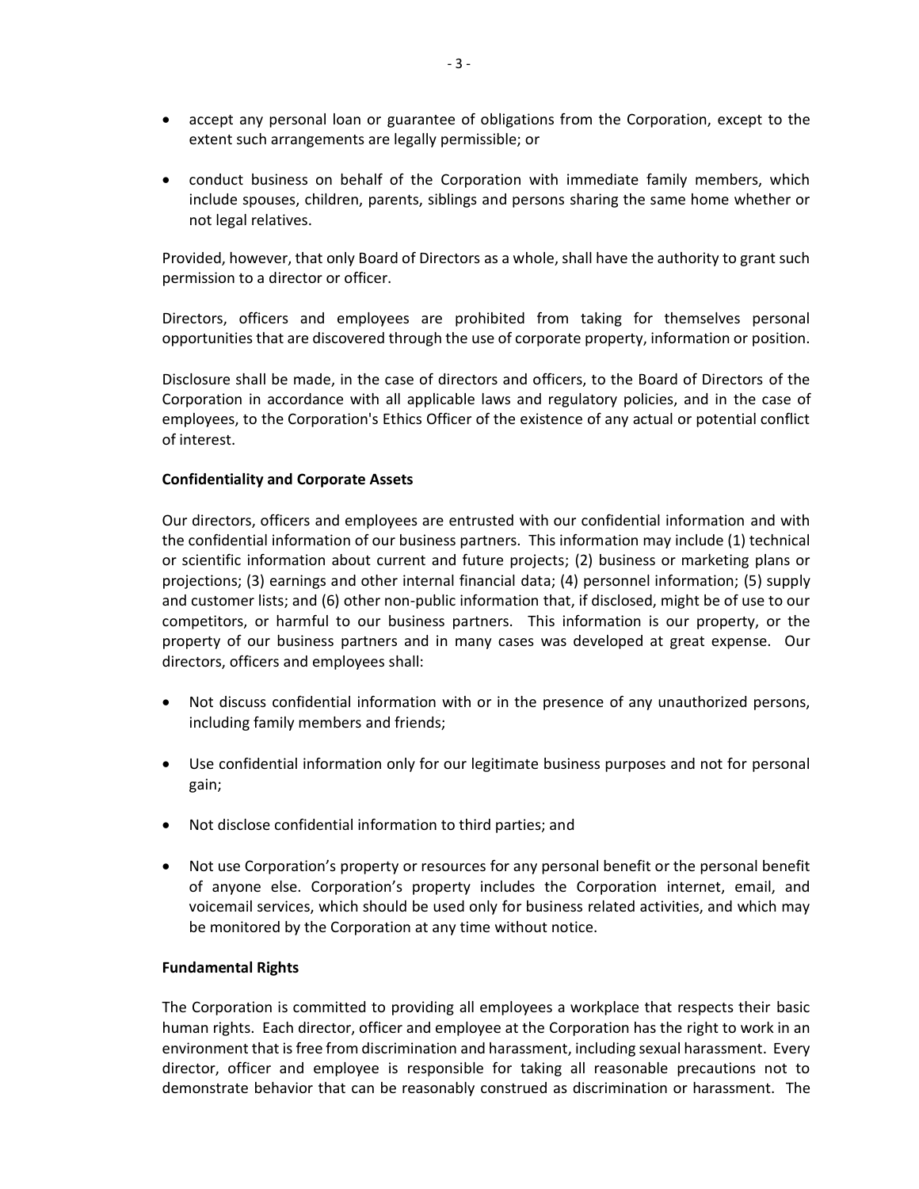- accept any personal loan or guarantee of obligations from the Corporation, except to the extent such arrangements are legally permissible; or

- conduct business on behalf of the Corporation with immediate family members, which include spouses, children, parents, siblings and persons sharing the same home whether or not legal relatives.

Provided, however, that only Board of Directors as a whole, shall have the authority to grant such permission to a director or officer.

Directors, officers and employees are prohibited from taking for themselves personal opportunities that are discovered through the use of corporate property, information or position.

Disclosure shall be made, in the case of directors and officers, to the Board of Directors of the Corporation in accordance with all applicable laws and regulatory policies, and in the case of employees, to the Corporation's Ethics Officer of the existence of any actual or potential conflict of interest.

**Confidentiality and Corporate Assets**

Our directors, officers and employees are entrusted with our confidential information and with the confidential information of our business partners. This information may include (1) technical or scientific information about current and future projects; (2) business or marketing plans or projections; (3) earnings and other internal financial data; (4) personnel information; (5) supply and customer lists; and (6) other non-public information that, if disclosed, might be of use to our competitors, or harmful to our business partners. This information is our property, or the property of our business partners and in many cases was developed at great expense. Our directors, officers and employees shall:

- Not discuss confidential information with or in the presence of any unauthorized persons, including family members and friends;

- Use confidential information only for our legitimate business purposes and not for personal gain;

- Not disclose confidential information to third parties; and

- Not use Corporation's property or resources for any personal benefit or the personal benefit of anyone else. Corporation's property includes the Corporation internet, email, and voicemail services, which should be used only for business related activities, and which may be monitored by the Corporation at any time without notice.

**Fundamental Rights**

The Corporation is committed to providing all employees a workplace that respects their basic human rights. Each director, officer and employee at the Corporation has the right to work in an environment that is free from discrimination and harassment, including sexual harassment. Every director, officer and employee is responsible for taking all reasonable precautions not to demonstrate behavior that can be reasonably construed as discrimination or harassment. The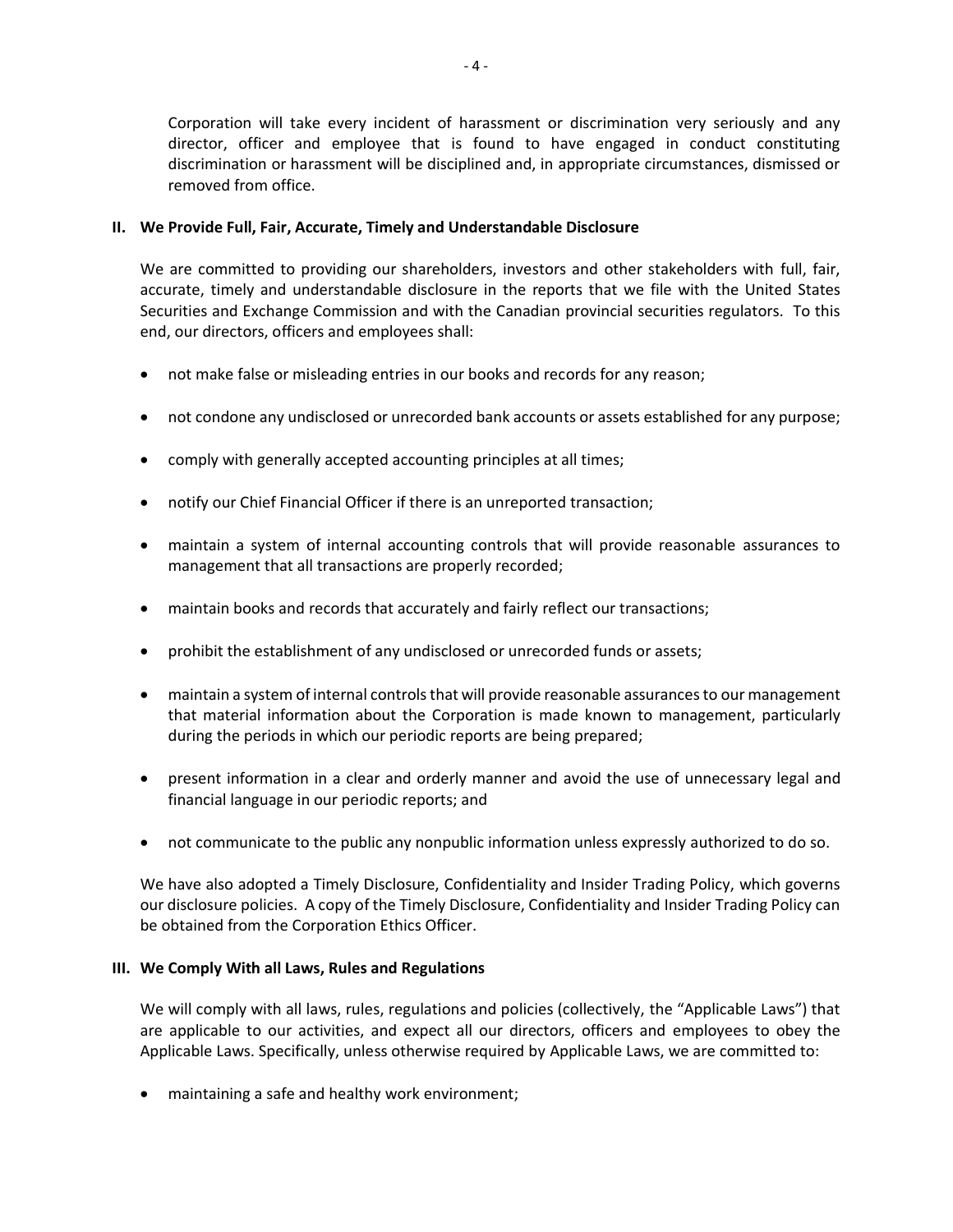Corporation will take every incident of harassment or discrimination very seriously and any director, officer and employee that is found to have engaged in conduct constituting discrimination or harassment will be disciplined and, in appropriate circumstances, dismissed or removed from office.

### II. We Provide Full, Fair, Accurate, Timely and Understandable Disclosure

We are committed to providing our shareholders, investors and other stakeholders with full, fair, accurate, timely and understandable disclosure in the reports that we file with the United States Securities and Exchange Commission and with the Canadian provincial securities regulators. To this end, our directors, officers and employees shall:

- not make false or misleading entries in our books and records for any reason;
- not condone any undisclosed or unrecorded bank accounts or assets established for any purpose;
- comply with generally accepted accounting principles at all times;
- notify our Chief Financial Officer if there is an unreported transaction;
- maintain a system of internal accounting controls that will provide reasonable assurances to management that all transactions are properly recorded;
- maintain books and records that accurately and fairly reflect our transactions;
- prohibit the establishment of any undisclosed or unrecorded funds or assets;
- maintain a system of internal controls that will provide reasonable assurances to our management that material information about the Corporation is made known to management, particularly during the periods in which our periodic reports are being prepared;
- present information in a clear and orderly manner and avoid the use of unnecessary legal and financial language in our periodic reports; and
- not communicate to the public any nonpublic information unless expressly authorized to do so.

We have also adopted a Timely Disclosure, Confidentiality and Insider Trading Policy, which governs our disclosure policies. A copy of the Timely Disclosure, Confidentiality and Insider Trading Policy can be obtained from the Corporation Ethics Officer.

### III. We Comply With all Laws, Rules and Regulations

We will comply with all laws, rules, regulations and policies (collectively, the "Applicable Laws") that are applicable to our activities, and expect all our directors, officers and employees to obey the Applicable Laws. Specifically, unless otherwise required by Applicable Laws, we are committed to:

- maintaining a safe and healthy work environment;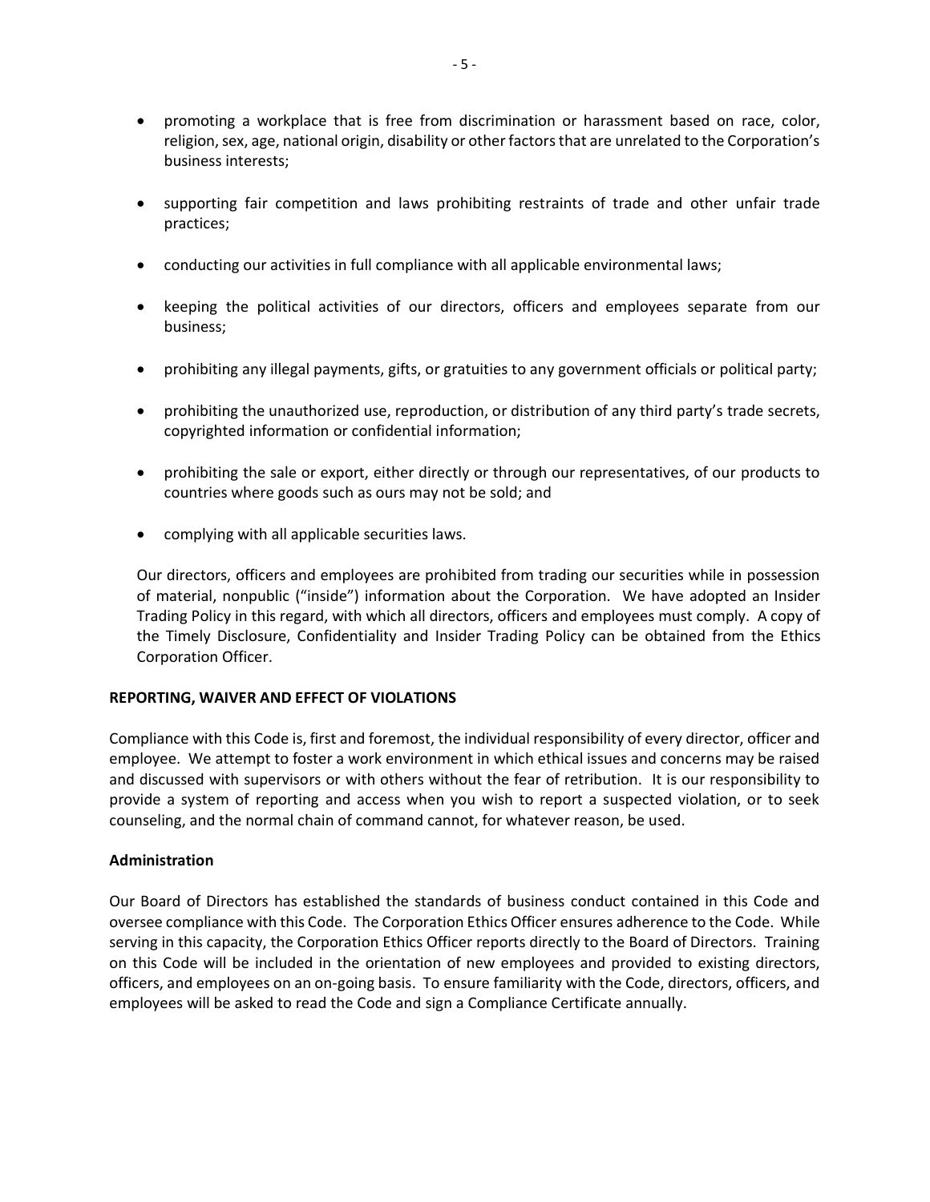- promoting a workplace that is free from discrimination or harassment based on race, color, religion, sex, age, national origin, disability or other factors that are unrelated to the Corporation's business interests;
- supporting fair competition and laws prohibiting restraints of trade and other unfair trade practices;
- conducting our activities in full compliance with all applicable environmental laws;
- keeping the political activities of our directors, officers and employees separate from our business;
- prohibiting any illegal payments, gifts, or gratuities to any government officials or political party;
- prohibiting the unauthorized use, reproduction, or distribution of any third party's trade secrets, copyrighted information or confidential information;
- prohibiting the sale or export, either directly or through our representatives, of our products to countries where goods such as ours may not be sold; and
- complying with all applicable securities laws.

Our directors, officers and employees are prohibited from trading our securities while in possession of material, nonpublic ("inside") information about the Corporation. We have adopted an Insider Trading Policy in this regard, with which all directors, officers and employees must comply. A copy of the Timely Disclosure, Confidentiality and Insider Trading Policy can be obtained from the Ethics Corporation Officer.

**REPORTING, WAIVER AND EFFECT OF VIOLATIONS**

Compliance with this Code is, first and foremost, the individual responsibility of every director, officer and employee. We attempt to foster a work environment in which ethical issues and concerns may be raised and discussed with supervisors or with others without the fear of retribution. It is our responsibility to provide a system of reporting and access when you wish to report a suspected violation, or to seek counseling, and the normal chain of command cannot, for whatever reason, be used.

**Administration**

Our Board of Directors has established the standards of business conduct contained in this Code and oversee compliance with this Code. The Corporation Ethics Officer ensures adherence to the Code. While serving in this capacity, the Corporation Ethics Officer reports directly to the Board of Directors. Training on this Code will be included in the orientation of new employees and provided to existing directors, officers, and employees on an on-going basis. To ensure familiarity with the Code, directors, officers, and employees will be asked to read the Code and sign a Compliance Certificate annually.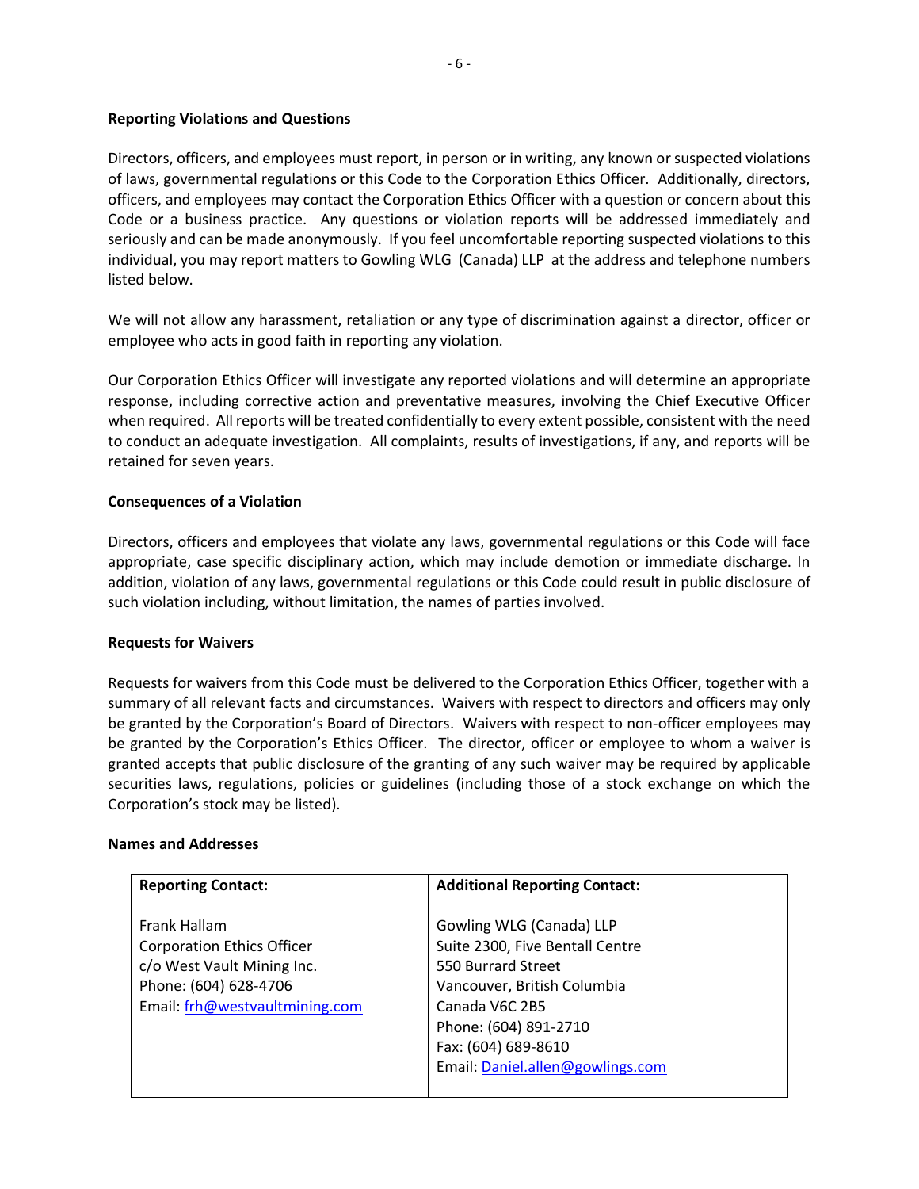**Reporting Violations and Questions**

Directors, officers, and employees must report, in person or in writing, any known or suspected violations of laws, governmental regulations or this Code to the Corporation Ethics Officer. Additionally, directors, officers, and employees may contact the Corporation Ethics Officer with a question or concern about this Code or a business practice. Any questions or violation reports will be addressed immediately and seriously and can be made anonymously. If you feel uncomfortable reporting suspected violations to this individual, you may report matters to Gowling WLG (Canada) LLP at the address and telephone numbers listed below.

We will not allow any harassment, retaliation or any type of discrimination against a director, officer or employee who acts in good faith in reporting any violation.

Our Corporation Ethics Officer will investigate any reported violations and will determine an appropriate response, including corrective action and preventative measures, involving the Chief Executive Officer when required. All reports will be treated confidentially to every extent possible, consistent with the need to conduct an adequate investigation. All complaints, results of investigations, if any, and reports will be retained for seven years.

**Consequences of a Violation**

Directors, officers and employees that violate any laws, governmental regulations or this Code will face appropriate, case specific disciplinary action, which may include demotion or immediate discharge. In addition, violation of any laws, governmental regulations or this Code could result in public disclosure of such violation including, without limitation, the names of parties involved.

**Requests for Waivers**

Requests for waivers from this Code must be delivered to the Corporation Ethics Officer, together with a summary of all relevant facts and circumstances. Waivers with respect to directors and officers may only be granted by the Corporation's Board of Directors. Waivers with respect to non-officer employees may be granted by the Corporation's Ethics Officer. The director, officer or employee to whom a waiver is granted accepts that public disclosure of the granting of any such waiver may be required by applicable securities laws, regulations, policies or guidelines (including those of a stock exchange on which the Corporation's stock may be listed).

**Names and Addresses**

| **Reporting Contact:** | **Additional Reporting Contact:** |
|---|---|
| Frank Hallam<br>Corporation Ethics Officer<br>c/o West Vault Mining Inc.<br>Phone: (604) 628-4706<br>Email: frh@westvaultmining.com | Gowling WLG (Canada) LLP<br>Suite 2300, Five Bentall Centre<br>550 Burrard Street<br>Vancouver, British Columbia<br>Canada V6C 2B5<br>Phone: (604) 891-2710<br>Fax: (604) 689-8610<br>Email: Daniel.allen@gowlings.com |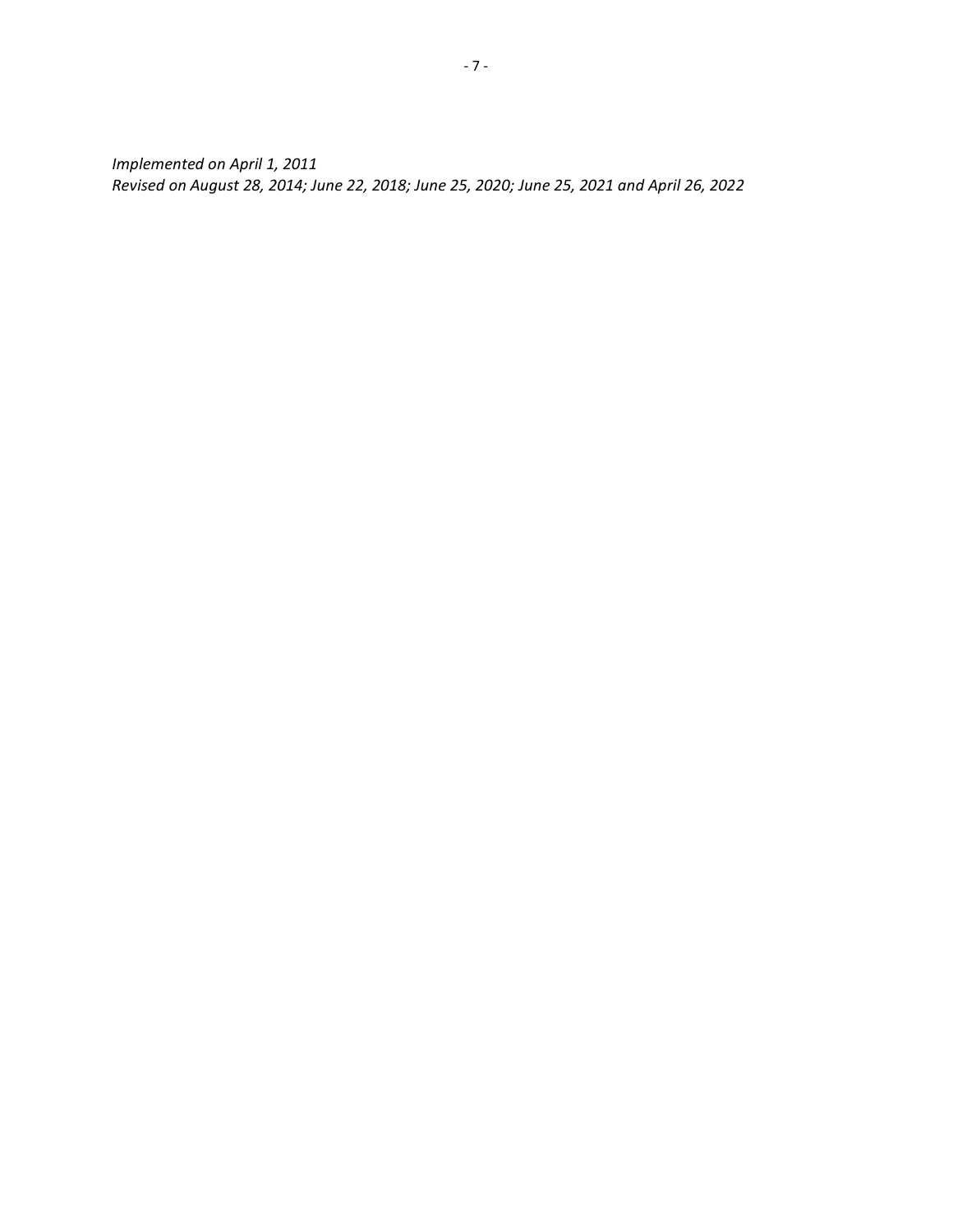*Implemented on April 1, 2011*
*Revised on August 28, 2014; June 22, 2018; June 25, 2020; June 25, 2021 and April 26, 2022*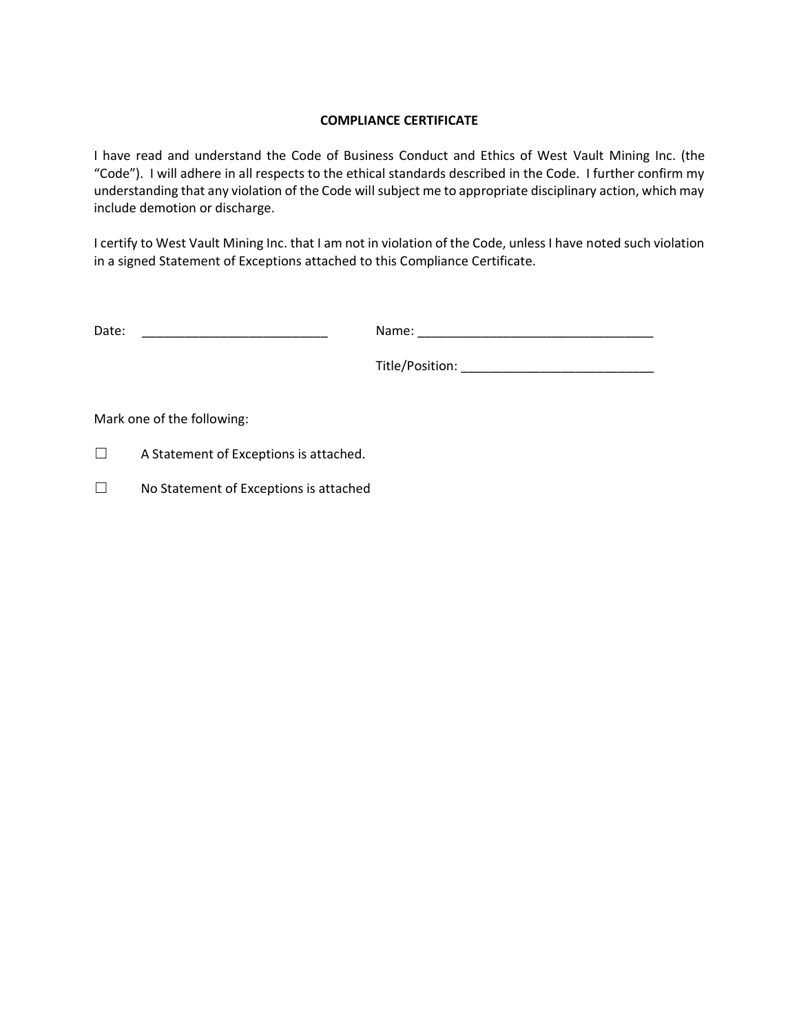**COMPLIANCE CERTIFICATE**

I have read and understand the Code of Business Conduct and Ethics of West Vault Mining Inc. (the "Code"). I will adhere in all respects to the ethical standards described in the Code. I further confirm my understanding that any violation of the Code will subject me to appropriate disciplinary action, which may include demotion or discharge.

I certify to West Vault Mining Inc. that I am not in violation of the Code, unless I have noted such violation in a signed Statement of Exceptions attached to this Compliance Certificate.

Date: ___________________________ Name: __________________________________

Title/Position: ____________________________

Mark one of the following:

☐ A Statement of Exceptions is attached.

☐ No Statement of Exceptions is attached